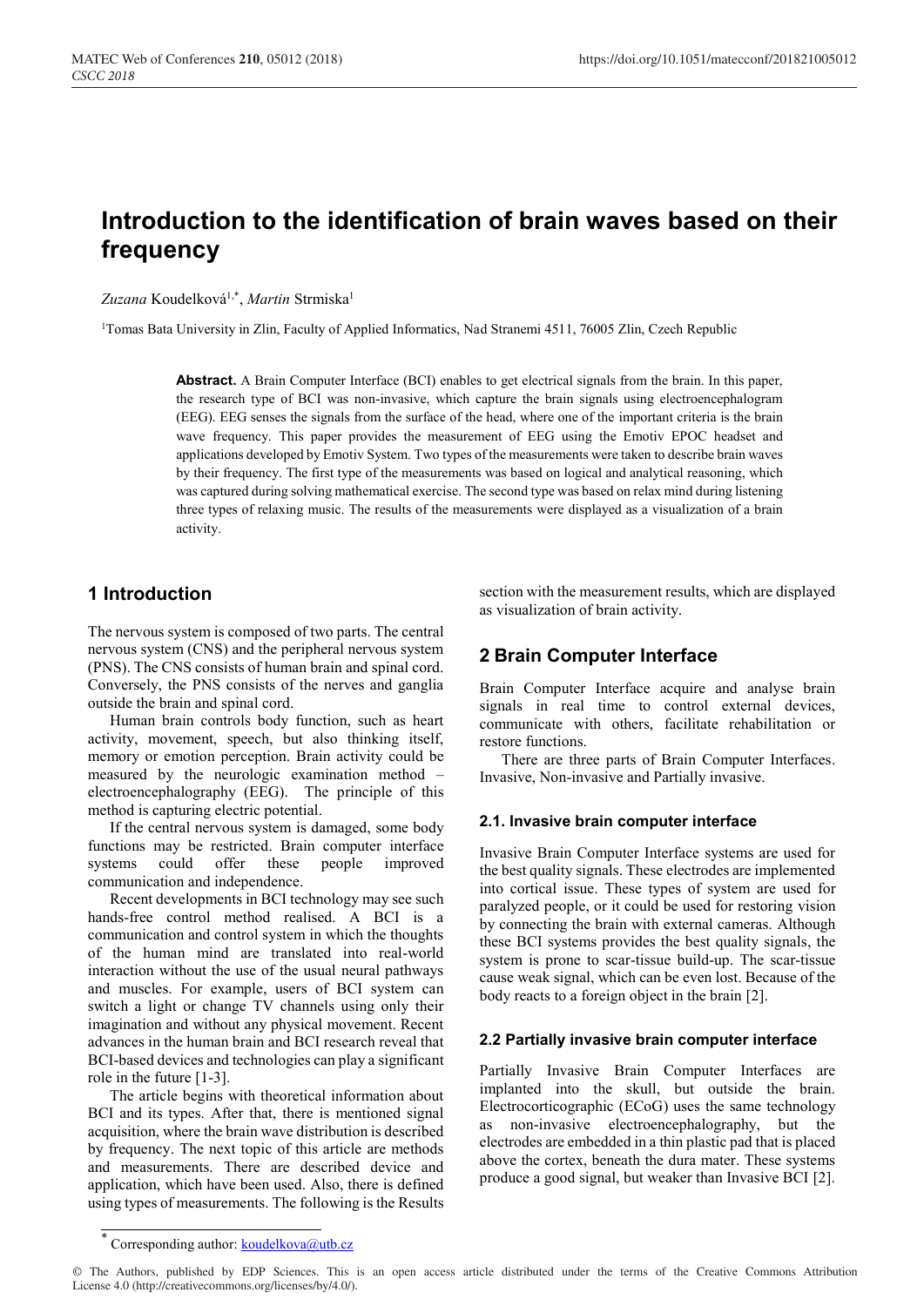# Introduction to the identification of brain waves based on their frequency

*Zuzana* Koudelková[1,*], *Martin* Strmiska[1]

[1]Tomas Bata University in Zlin, Faculty of Applied Informatics, Nad Stranemi 4511, 76005 Zlin, Czech Republic

**Abstract.** A Brain Computer Interface (BCI) enables to get electrical signals from the brain. In this paper, the research type of BCI was non-invasive, which capture the brain signals using electroencephalogram (EEG). EEG senses the signals from the surface of the head, where one of the important criteria is the brain wave frequency. This paper provides the measurement of EEG using the Emotiv EPOC headset and applications developed by Emotiv System. Two types of the measurements were taken to describe brain waves by their frequency. The first type of the measurements was based on logical and analytical reasoning, which was captured during solving mathematical exercise. The second type was based on relax mind during listening three types of relaxing music. The results of the measurements were displayed as a visualization of a brain activity.

## 1 Introduction

The nervous system is composed of two parts. The central nervous system (CNS) and the peripheral nervous system (PNS). The CNS consists of human brain and spinal cord. Conversely, the PNS consists of the nerves and ganglia outside the brain and spinal cord.

Human brain controls body function, such as heart activity, movement, speech, but also thinking itself, memory or emotion perception. Brain activity could be measured by the neurologic examination method – electroencephalography (EEG). The principle of this method is capturing electric potential.

If the central nervous system is damaged, some body functions may be restricted. Brain computer interface systems could offer these people improved communication and independence.

Recent developments in BCI technology may see such hands-free control method realised. A BCI is a communication and control system in which the thoughts of the human mind are translated into real-world interaction without the use of the usual neural pathways and muscles. For example, users of BCI system can switch a light or change TV channels using only their imagination and without any physical movement. Recent advances in the human brain and BCI research reveal that BCI-based devices and technologies can play a significant role in the future [1-3].

The article begins with theoretical information about BCI and its types. After that, there is mentioned signal acquisition, where the brain wave distribution is described by frequency. The next topic of this article are methods and measurements. There are described device and application, which have been used. Also, there is defined using types of measurements. The following is the Results section with the measurement results, which are displayed as visualization of brain activity.

## 2 Brain Computer Interface

Brain Computer Interface acquire and analyse brain signals in real time to control external devices, communicate with others, facilitate rehabilitation or restore functions.

There are three parts of Brain Computer Interfaces. Invasive, Non-invasive and Partially invasive.

### 2.1. Invasive brain computer interface

Invasive Brain Computer Interface systems are used for the best quality signals. These electrodes are implemented into cortical issue. These types of system are used for paralyzed people, or it could be used for restoring vision by connecting the brain with external cameras. Although these BCI systems provides the best quality signals, the system is prone to scar-tissue build-up. The scar-tissue cause weak signal, which can be even lost. Because of the body reacts to a foreign object in the brain [2].

### 2.2 Partially invasive brain computer interface

Partially Invasive Brain Computer Interfaces are implanted into the skull, but outside the brain. Electrocorticographic (ECoG) uses the same technology as non-invasive electroencephalography, but the electrodes are embedded in a thin plastic pad that is placed above the cortex, beneath the dura mater. These systems produce a good signal, but weaker than Invasive BCI [2].

* Corresponding author: koudelkova@utb.cz

© The Authors, published by EDP Sciences. This is an open access article distributed under the terms of the Creative Commons Attribution License 4.0 (http://creativecommons.org/licenses/by/4.0/).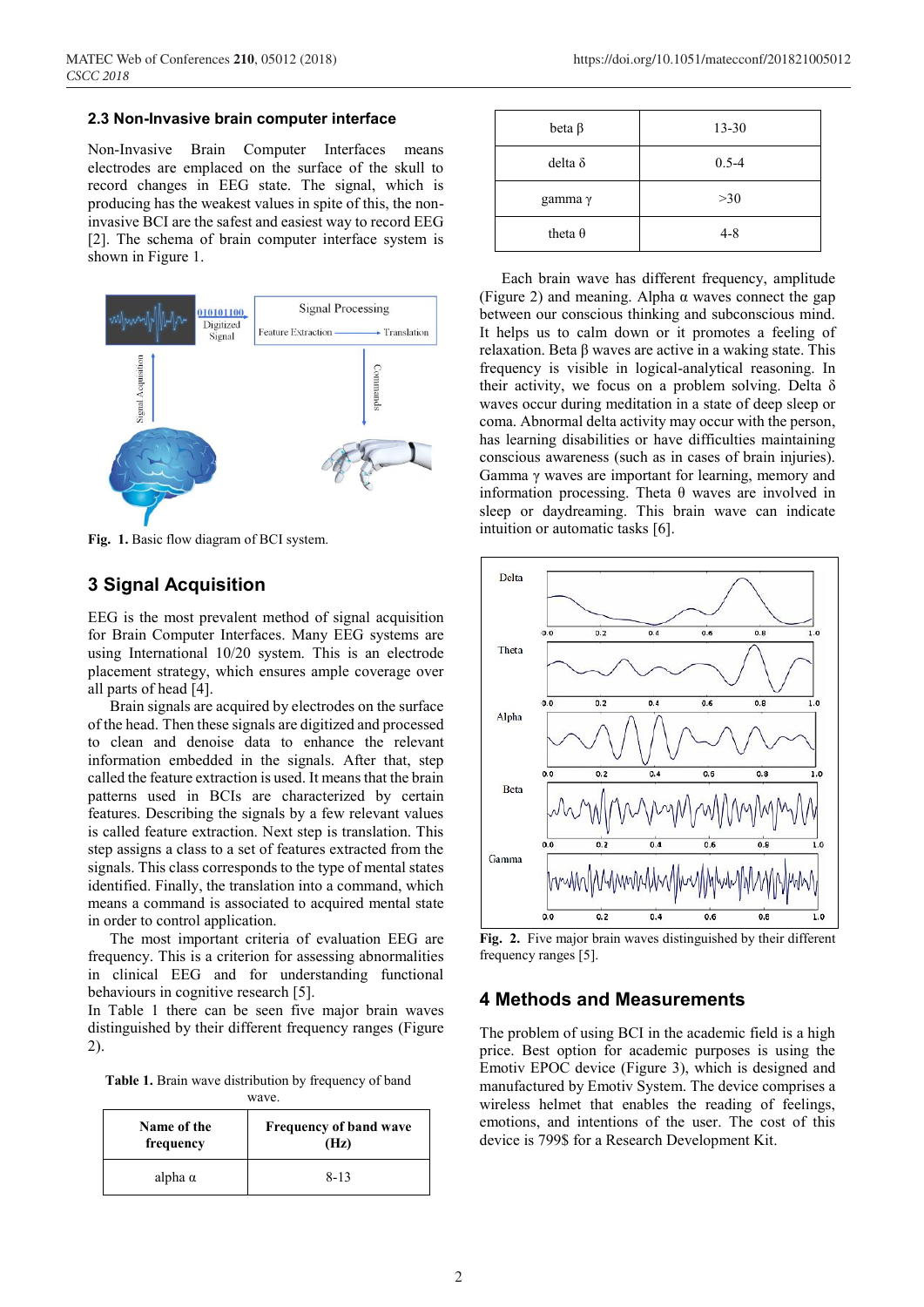## 2.3 Non-Invasive brain computer interface

Non-Invasive Brain Computer Interfaces means electrodes are emplaced on the surface of the skull to record changes in EEG state. The signal, which is producing has the weakest values in spite of this, the non-invasive BCI are the safest and easiest way to record EEG [2]. The schema of brain computer interface system is shown in Figure 1.

010101100
Digitized Signal
Signal Processing
Feature Extraction
Translation
Signal Acquisition
Commands

**Fig. 1.** Basic flow diagram of BCI system.

# 3 Signal Acquisition

EEG is the most prevalent method of signal acquisition for Brain Computer Interfaces. Many EEG systems are using International 10/20 system. This is an electrode placement strategy, which ensures ample coverage over all parts of head [4].

Brain signals are acquired by electrodes on the surface of the head. Then these signals are digitized and processed to clean and denoise data to enhance the relevant information embedded in the signals. After that, step called the feature extraction is used. It means that the brain patterns used in BCIs are characterized by certain features. Describing the signals by a few relevant values is called feature extraction. Next step is translation. This step assigns a class to a set of features extracted from the signals. This class corresponds to the type of mental states identified. Finally, the translation into a command, which means a command is associated to acquired mental state in order to control application.

The most important criteria of evaluation EEG are frequency. This is a criterion for assessing abnormalities in clinical EEG and for understanding functional behaviours in cognitive research [5].

In Table 1 there can be seen five major brain waves distinguished by their different frequency ranges (Figure 2).

**Table 1.** Brain wave distribution by frequency of band wave.

| Name of the frequency | Frequency of band wave (Hz) |
|---|---|
| alpha α | 8-13 |
| beta β | 13-30 |
| delta δ | 0.5-4 |
| gamma γ | >30 |
| theta θ | 4-8 |

Each brain wave has different frequency, amplitude (Figure 2) and meaning. Alpha α waves connect the gap between our conscious thinking and subconscious mind. It helps us to calm down or it promotes a feeling of relaxation. Beta β waves are active in a waking state. This frequency is visible in logical-analytical reasoning. In their activity, we focus on a problem solving. Delta δ waves occur during meditation in a state of deep sleep or coma. Abnormal delta activity may occur with the person, has learning disabilities or have difficulties maintaining conscious awareness (such as in cases of brain injuries). Gamma γ waves are important for learning, memory and information processing. Theta θ waves are involved in sleep or daydreaming. This brain wave can indicate intuition or automatic tasks [6].

Delta
Theta
Alpha
Beta
Gamma
0.0 0.2 0.4 0.6 0.8 1.0

**Fig. 2.** Five major brain waves distinguished by their different frequency ranges [5].

# 4 Methods and Measurements

The problem of using BCI in the academic field is a high price. Best option for academic purposes is using the Emotiv EPOC device (Figure 3), which is designed and manufactured by Emotiv System. The device comprises a wireless helmet that enables the reading of feelings, emotions, and intentions of the user. The cost of this device is 799$ for a Research Development Kit.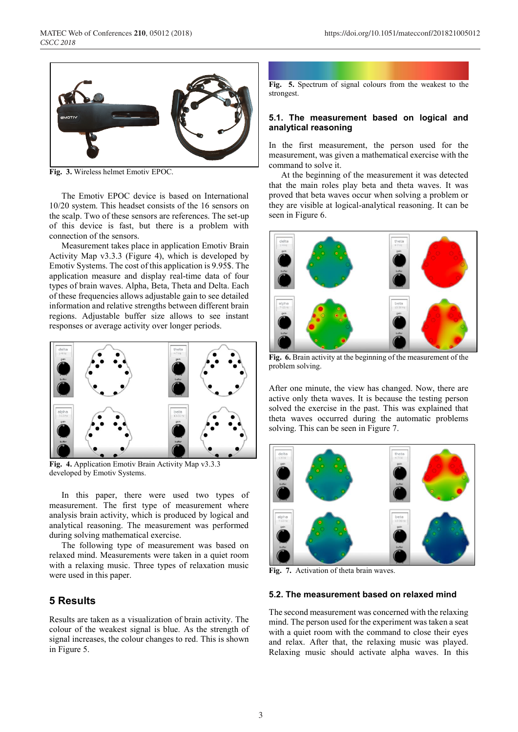Fig. 3. Wireless helmet Emotiv EPOC.

The Emotiv EPOC device is based on International 10/20 system. This headset consists of the 16 sensors on the scalp. Two of these sensors are references. The set-up of this device is fast, but there is a problem with connection of the sensors.

Measurement takes place in application Emotiv Brain Activity Map v3.3.3 (Figure 4), which is developed by Emotiv Systems. The cost of this application is 9.95$. The application measure and display real-time data of four types of brain waves. Alpha, Beta, Theta and Delta. Each of these frequencies allows adjustable gain to see detailed information and relative strengths between different brain regions. Adjustable buffer size allows to see instant responses or average activity over longer periods.

Fig. 4. Application Emotiv Brain Activity Map v3.3.3 developed by Emotiv Systems.

In this paper, there were used two types of measurement. The first type of measurement where analysis brain activity, which is produced by logical and analytical reasoning. The measurement was performed during solving mathematical exercise.

The following type of measurement was based on relaxed mind. Measurements were taken in a quiet room with a relaxing music. Three types of relaxation music were used in this paper.

## 5 Results

Results are taken as a visualization of brain activity. The colour of the weakest signal is blue. As the strength of signal increases, the colour changes to red. This is shown in Figure 5.

Fig. 5. Spectrum of signal colours from the weakest to the strongest.

### 5.1. The measurement based on logical and analytical reasoning

In the first measurement, the person used for the measurement, was given a mathematical exercise with the command to solve it.

At the beginning of the measurement it was detected that the main roles play beta and theta waves. It was proved that beta waves occur when solving a problem or they are visible at logical-analytical reasoning. It can be seen in Figure 6.

Fig. 6. Brain activity at the beginning of the measurement of the problem solving.

After one minute, the view has changed. Now, there are active only theta waves. It is because the testing person solved the exercise in the past. This was explained that theta waves occurred during the automatic problems solving. This can be seen in Figure 7.

Fig. 7. Activation of theta brain waves.

### 5.2. The measurement based on relaxed mind

The second measurement was concerned with the relaxing mind. The person used for the experiment was taken a seat with a quiet room with the command to close their eyes and relax. After that, the relaxing music was played. Relaxing music should activate alpha waves. In this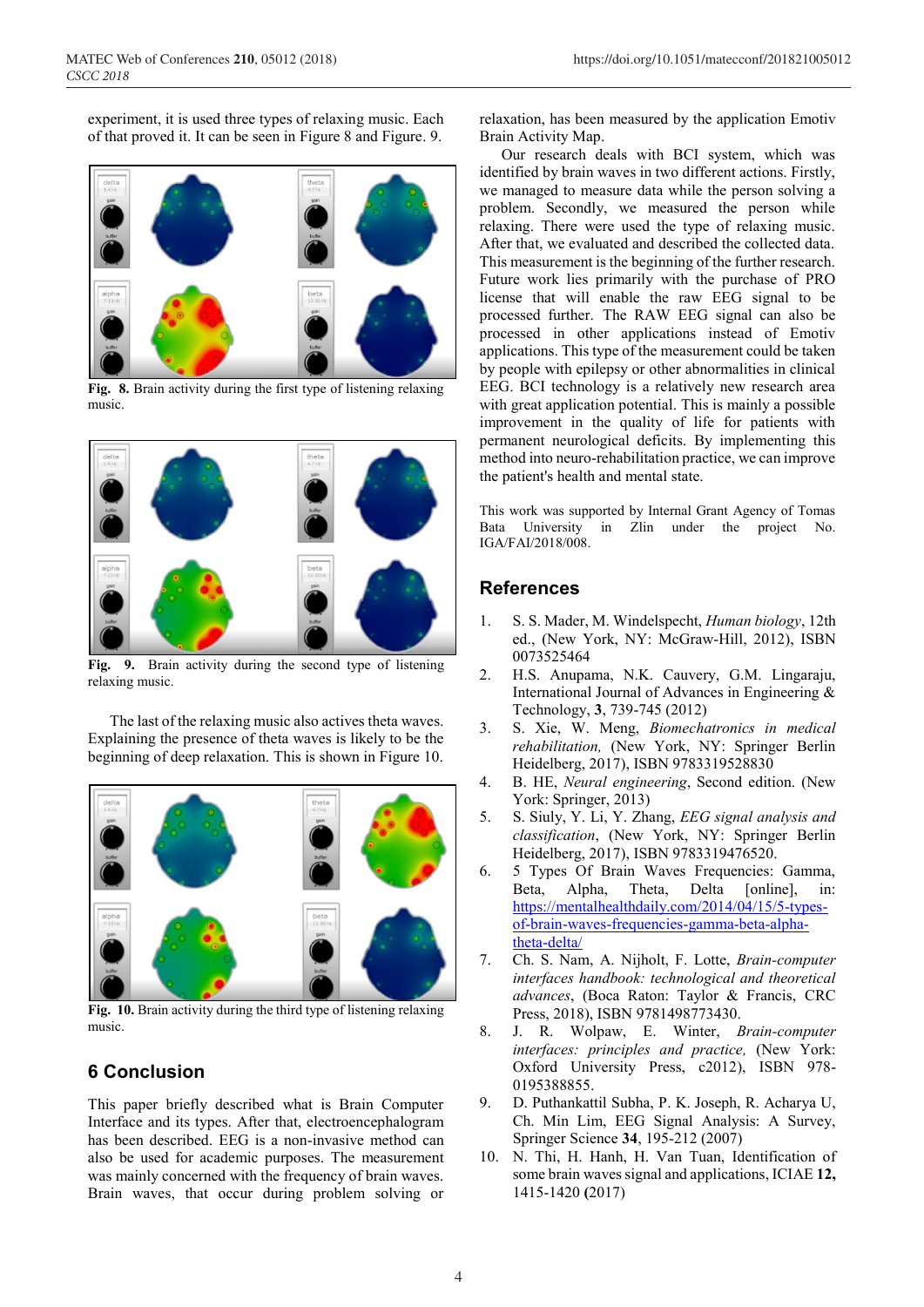experiment, it is used three types of relaxing music. Each of that proved it. It can be seen in Figure 8 and Figure. 9.

**Fig. 8.** Brain activity during the first type of listening relaxing music.

**Fig. 9.** Brain activity during the second type of listening relaxing music.

The last of the relaxing music also actives theta waves. Explaining the presence of theta waves is likely to be the beginning of deep relaxation. This is shown in Figure 10.

**Fig. 10.** Brain activity during the third type of listening relaxing music.

## 6 Conclusion

This paper briefly described what is Brain Computer Interface and its types. After that, electroencephalogram has been described. EEG is a non-invasive method can also be used for academic purposes. The measurement was mainly concerned with the frequency of brain waves. Brain waves, that occur during problem solving or relaxation, has been measured by the application Emotiv Brain Activity Map.

Our research deals with BCI system, which was identified by brain waves in two different actions. Firstly, we managed to measure data while the person solving a problem. Secondly, we measured the person while relaxing. There were used the type of relaxing music. After that, we evaluated and described the collected data. This measurement is the beginning of the further research. Future work lies primarily with the purchase of PRO license that will enable the raw EEG signal to be processed further. The RAW EEG signal can also be processed in other applications instead of Emotiv applications. This type of the measurement could be taken by people with epilepsy or other abnormalities in clinical EEG. BCI technology is a relatively new research area with great application potential. This is mainly a possible improvement in the quality of life for patients with permanent neurological deficits. By implementing this method into neuro-rehabilitation practice, we can improve the patient's health and mental state.

This work was supported by Internal Grant Agency of Tomas Bata University in Zlin under the project No. IGA/FAI/2018/008.

## References

1. S. S. Mader, M. Windelspecht, *Human biology*, 12th ed., (New York, NY: McGraw-Hill, 2012), ISBN 0073525464
2. H.S. Anupama, N.K. Cauvery, G.M. Lingaraju, International Journal of Advances in Engineering & Technology, **3**, 739-745 (2012)
3. S. Xie, W. Meng, *Biomechatronics in medical rehabilitation,* (New York, NY: Springer Berlin Heidelberg, 2017), ISBN 9783319528830
4. B. HE, *Neural engineering*, Second edition. (New York: Springer, 2013)
5. S. Siuly, Y. Li, Y. Zhang, *EEG signal analysis and classification*, (New York, NY: Springer Berlin Heidelberg, 2017), ISBN 9783319476520.
6. 5 Types Of Brain Waves Frequencies: Gamma, Beta, Alpha, Theta, Delta [online], in: https://mentalhealthdaily.com/2014/04/15/5-types-of-brain-waves-frequencies-gamma-beta-alpha-theta-delta/
7. Ch. S. Nam, A. Nijholt, F. Lotte, *Brain-computer interfaces handbook: technological and theoretical advances*, (Boca Raton: Taylor & Francis, CRC Press, 2018), ISBN 9781498773430.
8. J. R. Wolpaw, E. Winter, *Brain-computer interfaces: principles and practice,* (New York: Oxford University Press, c2012), ISBN 978-0195388855.
9. D. Puthankattil Subha, P. K. Joseph, R. Acharya U, Ch. Min Lim, EEG Signal Analysis: A Survey, Springer Science **34**, 195-212 (2007)
10. N. Thi, H. Hanh, H. Van Tuan, Identification of some brain waves signal and applications, ICIAE **12,** 1415-1420 **(**2017)